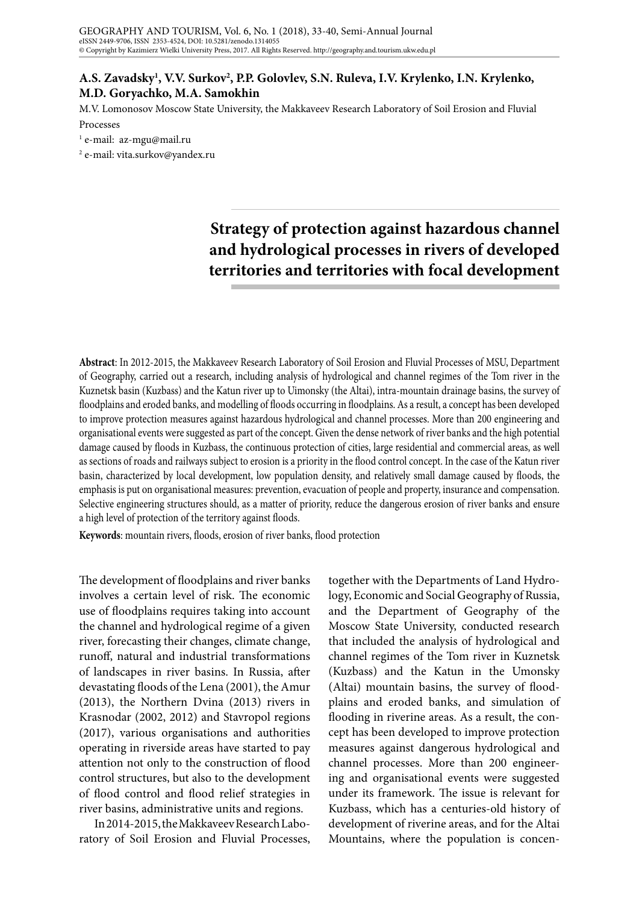**A.S. Zavadsky[1], V.V. Surkov[2], P.P. Golovlev, S.N. Ruleva, I.V. Krylenko, I.N. Krylenko, M.D. Goryachko, M.A. Samokhin**

M.V. Lomonosov Moscow State University, the Makkaveev Research Laboratory of Soil Erosion and Fluvial Processes

[1] e-mail: az-mgu@mail.ru

[2] e-mail: vita.surkov@yandex.ru

# Strategy of protection against hazardous channel and hydrological processes in rivers of developed territories and territories with focal development

**Abstract**: In 2012-2015, the Makkaveev Research Laboratory of Soil Erosion and Fluvial Processes of MSU, Department of Geography, carried out a research, including analysis of hydrological and channel regimes of the Tom river in the Kuznetsk basin (Kuzbass) and the Katun river up to Uimonsky (the Altai), intra-mountain drainage basins, the survey of floodplains and eroded banks, and modelling of floods occurring in floodplains. As a result, a concept has been developed to improve protection measures against hazardous hydrological and channel processes. More than 200 engineering and organisational events were suggested as part of the concept. Given the dense network of river banks and the high potential damage caused by floods in Kuzbass, the continuous protection of cities, large residential and commercial areas, as well as sections of roads and railways subject to erosion is a priority in the flood control concept. In the case of the Katun river basin, characterized by local development, low population density, and relatively small damage caused by floods, the emphasis is put on organisational measures: prevention, evacuation of people and property, insurance and compensation. Selective engineering structures should, as a matter of priority, reduce the dangerous erosion of river banks and ensure a high level of protection of the territory against floods.

**Keywords**: mountain rivers, floods, erosion of river banks, flood protection

The development of floodplains and river banks involves a certain level of risk. The economic use of floodplains requires taking into account the channel and hydrological regime of a given river, forecasting their changes, climate change, runoff, natural and industrial transformations of landscapes in river basins. In Russia, after devastating floods of the Lena (2001), the Amur (2013), the Northern Dvina (2013) rivers in Krasnodar (2002, 2012) and Stavropol regions (2017), various organisations and authorities operating in riverside areas have started to pay attention not only to the construction of flood control structures, but also to the development of flood control and flood relief strategies in river basins, administrative units and regions.

In 2014-2015, the Makkaveev Research Laboratory of Soil Erosion and Fluvial Processes, together with the Departments of Land Hydrology, Economic and Social Geography of Russia, and the Department of Geography of the Moscow State University, conducted research that included the analysis of hydrological and channel regimes of the Tom river in Kuznetsk (Kuzbass) and the Katun in the Umonsky (Altai) mountain basins, the survey of floodplains and eroded banks, and simulation of flooding in riverine areas. As a result, the concept has been developed to improve protection measures against dangerous hydrological and channel processes. More than 200 engineering and organisational events were suggested under its framework. The issue is relevant for Kuzbass, which has a centuries-old history of development of riverine areas, and for the Altai Mountains, where the population is concen-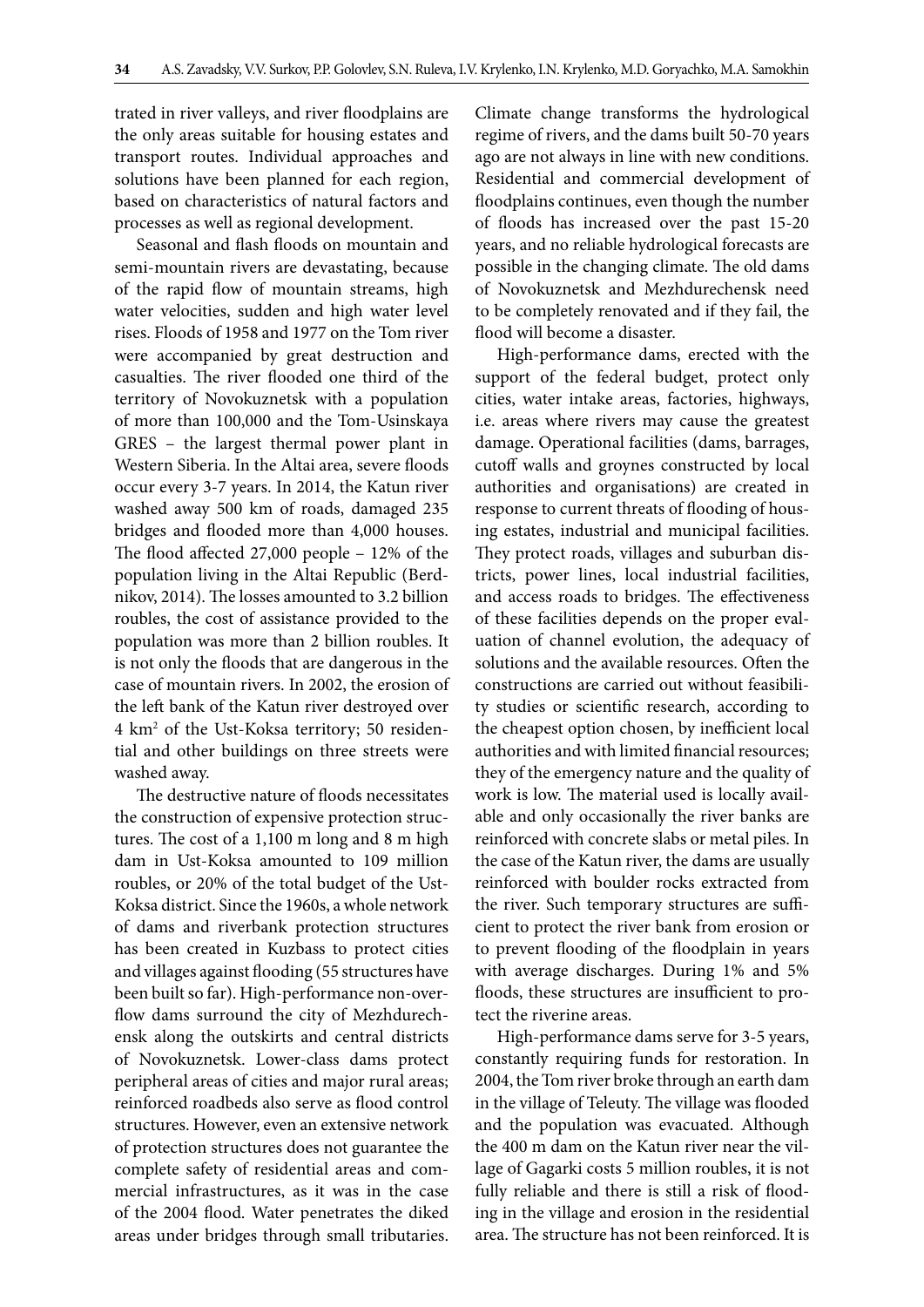trated in river valleys, and river floodplains are the only areas suitable for housing estates and transport routes. Individual approaches and solutions have been planned for each region, based on characteristics of natural factors and processes as well as regional development.

Seasonal and flash floods on mountain and semi-mountain rivers are devastating, because of the rapid flow of mountain streams, high water velocities, sudden and high water level rises. Floods of 1958 and 1977 on the Tom river were accompanied by great destruction and casualties. The river flooded one third of the territory of Novokuznetsk with a population of more than 100,000 and the Tom-Usinskaya GRES – the largest thermal power plant in Western Siberia. In the Altai area, severe floods occur every 3-7 years. In 2014, the Katun river washed away 500 km of roads, damaged 235 bridges and flooded more than 4,000 houses. The flood affected 27,000 people – 12% of the population living in the Altai Republic (Berdnikov, 2014). The losses amounted to 3.2 billion roubles, the cost of assistance provided to the population was more than 2 billion roubles. It is not only the floods that are dangerous in the case of mountain rivers. In 2002, the erosion of the left bank of the Katun river destroyed over 4 km$^2$ of the Ust-Koksa territory; 50 residential and other buildings on three streets were washed away.

The destructive nature of floods necessitates the construction of expensive protection structures. The cost of a 1,100 m long and 8 m high dam in Ust-Koksa amounted to 109 million roubles, or 20% of the total budget of the Ust-Koksa district. Since the 1960s, a whole network of dams and riverbank protection structures has been created in Kuzbass to protect cities and villages against flooding (55 structures have been built so far). High-performance non-overflow dams surround the city of Mezhdurechensk along the outskirts and central districts of Novokuznetsk. Lower-class dams protect peripheral areas of cities and major rural areas; reinforced roadbeds also serve as flood control structures. However, even an extensive network of protection structures does not guarantee the complete safety of residential areas and commercial infrastructures, as it was in the case of the 2004 flood. Water penetrates the diked areas under bridges through small tributaries. Climate change transforms the hydrological regime of rivers, and the dams built 50-70 years ago are not always in line with new conditions. Residential and commercial development of floodplains continues, even though the number of floods has increased over the past 15-20 years, and no reliable hydrological forecasts are possible in the changing climate. The old dams of Novokuznetsk and Mezhdurechensk need to be completely renovated and if they fail, the flood will become a disaster.

High-performance dams, erected with the support of the federal budget, protect only cities, water intake areas, factories, highways, i.e. areas where rivers may cause the greatest damage. Operational facilities (dams, barrages, cutoff walls and groynes constructed by local authorities and organisations) are created in response to current threats of flooding of housing estates, industrial and municipal facilities. They protect roads, villages and suburban districts, power lines, local industrial facilities, and access roads to bridges. The effectiveness of these facilities depends on the proper evaluation of channel evolution, the adequacy of solutions and the available resources. Often the constructions are carried out without feasibility studies or scientific research, according to the cheapest option chosen, by inefficient local authorities and with limited financial resources; they of the emergency nature and the quality of work is low. The material used is locally available and only occasionally the river banks are reinforced with concrete slabs or metal piles. In the case of the Katun river, the dams are usually reinforced with boulder rocks extracted from the river. Such temporary structures are sufficient to protect the river bank from erosion or to prevent flooding of the floodplain in years with average discharges. During 1% and 5% floods, these structures are insufficient to protect the riverine areas.

High-performance dams serve for 3-5 years, constantly requiring funds for restoration. In 2004, the Tom river broke through an earth dam in the village of Teleuty. The village was flooded and the population was evacuated. Although the 400 m dam on the Katun river near the village of Gagarki costs 5 million roubles, it is not fully reliable and there is still a risk of flooding in the village and erosion in the residential area. The structure has not been reinforced. It is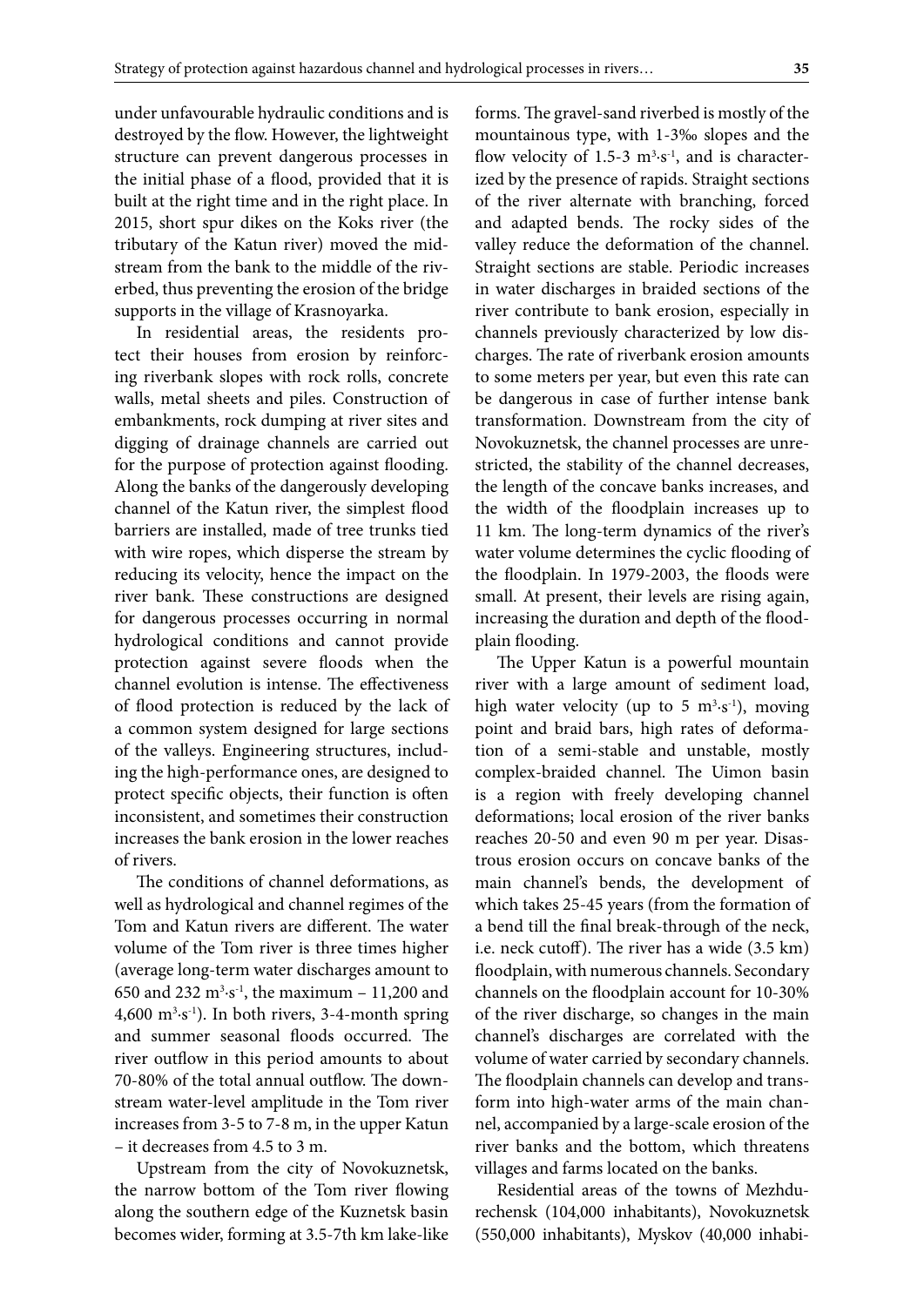under unfavourable hydraulic conditions and is destroyed by the flow. However, the lightweight structure can prevent dangerous processes in the initial phase of a flood, provided that it is built at the right time and in the right place. In 2015, short spur dikes on the Koks river (the tributary of the Katun river) moved the midstream from the bank to the middle of the riverbed, thus preventing the erosion of the bridge supports in the village of Krasnoyarka.

In residential areas, the residents protect their houses from erosion by reinforcing riverbank slopes with rock rolls, concrete walls, metal sheets and piles. Construction of embankments, rock dumping at river sites and digging of drainage channels are carried out for the purpose of protection against flooding. Along the banks of the dangerously developing channel of the Katun river, the simplest flood barriers are installed, made of tree trunks tied with wire ropes, which disperse the stream by reducing its velocity, hence the impact on the river bank. These constructions are designed for dangerous processes occurring in normal hydrological conditions and cannot provide protection against severe floods when the channel evolution is intense. The effectiveness of flood protection is reduced by the lack of a common system designed for large sections of the valleys. Engineering structures, including the high-performance ones, are designed to protect specific objects, their function is often inconsistent, and sometimes their construction increases the bank erosion in the lower reaches of rivers.

The conditions of channel deformations, as well as hydrological and channel regimes of the Tom and Katun rivers are different. The water volume of the Tom river is three times higher (average long-term water discharges amount to 650 and 232 $m^3 \cdot s^{-1}$, the maximum – 11,200 and 4,600 $m^3 \cdot s^{-1}$). In both rivers, 3-4-month spring and summer seasonal floods occurred. The river outflow in this period amounts to about 70-80% of the total annual outflow. The downstream water-level amplitude in the Tom river increases from 3-5 to 7-8 m, in the upper Katun – it decreases from 4.5 to 3 m.

Upstream from the city of Novokuznetsk, the narrow bottom of the Tom river flowing along the southern edge of the Kuznetsk basin becomes wider, forming at 3.5-7th km lake-like forms. The gravel-sand riverbed is mostly of the mountainous type, with 1-3‰ slopes and the flow velocity of 1.5-3 $m^3 \cdot s^{-1}$, and is characterized by the presence of rapids. Straight sections of the river alternate with branching, forced and adapted bends. The rocky sides of the valley reduce the deformation of the channel. Straight sections are stable. Periodic increases in water discharges in braided sections of the river contribute to bank erosion, especially in channels previously characterized by low discharges. The rate of riverbank erosion amounts to some meters per year, but even this rate can be dangerous in case of further intense bank transformation. Downstream from the city of Novokuznetsk, the channel processes are unrestricted, the stability of the channel decreases, the length of the concave banks increases, and the width of the floodplain increases up to 11 km. The long-term dynamics of the river's water volume determines the cyclic flooding of the floodplain. In 1979-2003, the floods were small. At present, their levels are rising again, increasing the duration and depth of the floodplain flooding.

The Upper Katun is a powerful mountain river with a large amount of sediment load, high water velocity (up to 5 $m^3 \cdot s^{-1}$), moving point and braid bars, high rates of deformation of a semi-stable and unstable, mostly complex-braided channel. The Uimon basin is a region with freely developing channel deformations; local erosion of the river banks reaches 20-50 and even 90 m per year. Disastrous erosion occurs on concave banks of the main channel's bends, the development of which takes 25-45 years (from the formation of a bend till the final break-through of the neck, i.e. neck cutoff). The river has a wide (3.5 km) floodplain, with numerous channels. Secondary channels on the floodplain account for 10-30% of the river discharge, so changes in the main channel's discharges are correlated with the volume of water carried by secondary channels. The floodplain channels can develop and transform into high-water arms of the main channel, accompanied by a large-scale erosion of the river banks and the bottom, which threatens villages and farms located on the banks.

Residential areas of the towns of Mezhdurechensk (104,000 inhabitants), Novokuznetsk (550,000 inhabitants), Myskov (40,000 inhabi-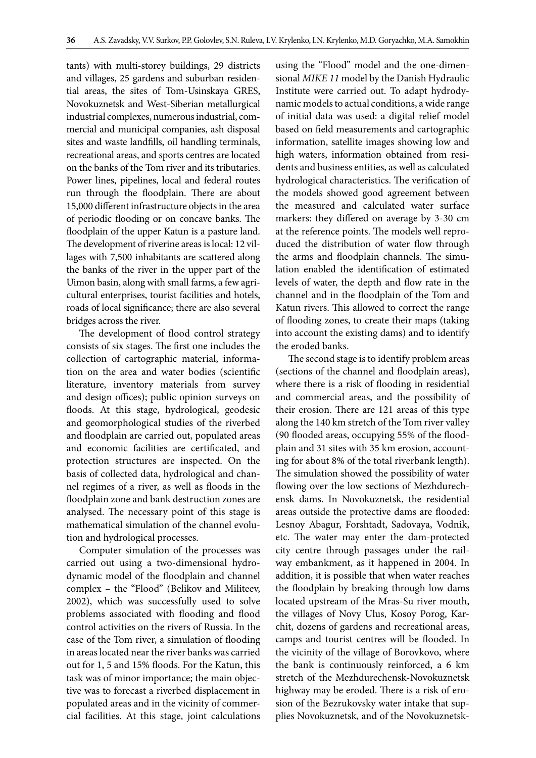tants) with multi-storey buildings, 29 districts and villages, 25 gardens and suburban residential areas, the sites of Tom-Usinskaya GRES, Novokuznetsk and West-Siberian metallurgical industrial complexes, numerous industrial, commercial and municipal companies, ash disposal sites and waste landfills, oil handling terminals, recreational areas, and sports centres are located on the banks of the Tom river and its tributaries. Power lines, pipelines, local and federal routes run through the floodplain. There are about 15,000 different infrastructure objects in the area of periodic flooding or on concave banks. The floodplain of the upper Katun is a pasture land. The development of riverine areas is local: 12 villages with 7,500 inhabitants are scattered along the banks of the river in the upper part of the Uimon basin, along with small farms, a few agricultural enterprises, tourist facilities and hotels, roads of local significance; there are also several bridges across the river.

The development of flood control strategy consists of six stages. The first one includes the collection of cartographic material, information on the area and water bodies (scientific literature, inventory materials from survey and design offices); public opinion surveys on floods. At this stage, hydrological, geodesic and geomorphological studies of the riverbed and floodplain are carried out, populated areas and economic facilities are certificated, and protection structures are inspected. On the basis of collected data, hydrological and channel regimes of a river, as well as floods in the floodplain zone and bank destruction zones are analysed. The necessary point of this stage is mathematical simulation of the channel evolution and hydrological processes.

Computer simulation of the processes was carried out using a two-dimensional hydrodynamic model of the floodplain and channel complex – the "Flood" (Belikov and Militeev, 2002), which was successfully used to solve problems associated with flooding and flood control activities on the rivers of Russia. In the case of the Tom river, a simulation of flooding in areas located near the river banks was carried out for 1, 5 and 15% floods. For the Katun, this task was of minor importance; the main objective was to forecast a riverbed displacement in populated areas and in the vicinity of commercial facilities. At this stage, joint calculations using the "Flood" model and the one-dimensional *MIKE 11* model by the Danish Hydraulic Institute were carried out. To adapt hydrodynamic models to actual conditions, a wide range of initial data was used: a digital relief model based on field measurements and cartographic information, satellite images showing low and high waters, information obtained from residents and business entities, as well as calculated hydrological characteristics. The verification of the models showed good agreement between the measured and calculated water surface markers: they differed on average by 3-30 cm at the reference points. The models well reproduced the distribution of water flow through the arms and floodplain channels. The simulation enabled the identification of estimated levels of water, the depth and flow rate in the channel and in the floodplain of the Tom and Katun rivers. This allowed to correct the range of flooding zones, to create their maps (taking into account the existing dams) and to identify the eroded banks.

The second stage is to identify problem areas (sections of the channel and floodplain areas), where there is a risk of flooding in residential and commercial areas, and the possibility of their erosion. There are 121 areas of this type along the 140 km stretch of the Tom river valley (90 flooded areas, occupying 55% of the floodplain and 31 sites with 35 km erosion, accounting for about 8% of the total riverbank length). The simulation showed the possibility of water flowing over the low sections of Mezhdurechensk dams. In Novokuznetsk, the residential areas outside the protective dams are flooded: Lesnoy Abagur, Forshtadt, Sadovaya, Vodnik, etc. The water may enter the dam-protected city centre through passages under the railway embankment, as it happened in 2004. In addition, it is possible that when water reaches the floodplain by breaking through low dams located upstream of the Mras-Su river mouth, the villages of Novy Ulus, Kosoy Porog, Karchit, dozens of gardens and recreational areas, camps and tourist centres will be flooded. In the vicinity of the village of Borovkovo, where the bank is continuously reinforced, a 6 km stretch of the Mezhdurechensk-Novokuznetsk highway may be eroded. There is a risk of erosion of the Bezrukovsky water intake that supplies Novokuznetsk, and of the Novokuznetsk-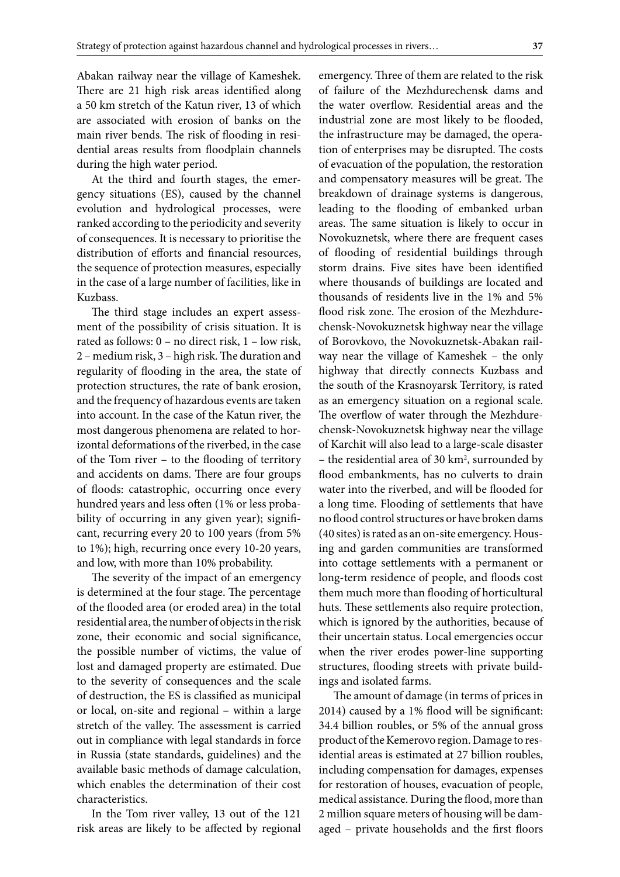Abakan railway near the village of Kameshek. There are 21 high risk areas identified along a 50 km stretch of the Katun river, 13 of which are associated with erosion of banks on the main river bends. The risk of flooding in residential areas results from floodplain channels during the high water period.

At the third and fourth stages, the emergency situations (ES), caused by the channel evolution and hydrological processes, were ranked according to the periodicity and severity of consequences. It is necessary to prioritise the distribution of efforts and financial resources, the sequence of protection measures, especially in the case of a large number of facilities, like in Kuzbass.

The third stage includes an expert assessment of the possibility of crisis situation. It is rated as follows: 0 – no direct risk, 1 – low risk, 2 – medium risk, 3 – high risk. The duration and regularity of flooding in the area, the state of protection structures, the rate of bank erosion, and the frequency of hazardous events are taken into account. In the case of the Katun river, the most dangerous phenomena are related to horizontal deformations of the riverbed, in the case of the Tom river – to the flooding of territory and accidents on dams. There are four groups of floods: catastrophic, occurring once every hundred years and less often (1% or less probability of occurring in any given year); significant, recurring every 20 to 100 years (from 5% to 1%); high, recurring once every 10-20 years, and low, with more than 10% probability.

The severity of the impact of an emergency is determined at the four stage. The percentage of the flooded area (or eroded area) in the total residential area, the number of objects in the risk zone, their economic and social significance, the possible number of victims, the value of lost and damaged property are estimated. Due to the severity of consequences and the scale of destruction, the ES is classified as municipal or local, on-site and regional – within a large stretch of the valley. The assessment is carried out in compliance with legal standards in force in Russia (state standards, guidelines) and the available basic methods of damage calculation, which enables the determination of their cost characteristics.

In the Tom river valley, 13 out of the 121 risk areas are likely to be affected by regional emergency. Three of them are related to the risk of failure of the Mezhdurechensk dams and the water overflow. Residential areas and the industrial zone are most likely to be flooded, the infrastructure may be damaged, the operation of enterprises may be disrupted. The costs of evacuation of the population, the restoration and compensatory measures will be great. The breakdown of drainage systems is dangerous, leading to the flooding of embanked urban areas. The same situation is likely to occur in Novokuznetsk, where there are frequent cases of flooding of residential buildings through storm drains. Five sites have been identified where thousands of buildings are located and thousands of residents live in the 1% and 5% flood risk zone. The erosion of the Mezhdurechensk-Novokuznetsk highway near the village of Borovkovo, the Novokuznetsk-Abakan railway near the village of Kameshek – the only highway that directly connects Kuzbass and the south of the Krasnoyarsk Territory, is rated as an emergency situation on a regional scale. The overflow of water through the Mezhdurechensk-Novokuznetsk highway near the village of Karchit will also lead to a large-scale disaster – the residential area of 30 km$^2$, surrounded by flood embankments, has no culverts to drain water into the riverbed, and will be flooded for a long time. Flooding of settlements that have no flood control structures or have broken dams (40 sites) is rated as an on-site emergency. Housing and garden communities are transformed into cottage settlements with a permanent or long-term residence of people, and floods cost them much more than flooding of horticultural huts. These settlements also require protection, which is ignored by the authorities, because of their uncertain status. Local emergencies occur when the river erodes power-line supporting structures, flooding streets with private buildings and isolated farms.

The amount of damage (in terms of prices in 2014) caused by a 1% flood will be significant: 34.4 billion roubles, or 5% of the annual gross product of the Kemerovo region. Damage to residential areas is estimated at 27 billion roubles, including compensation for damages, expenses for restoration of houses, evacuation of people, medical assistance. During the flood, more than 2 million square meters of housing will be damaged – private households and the first floors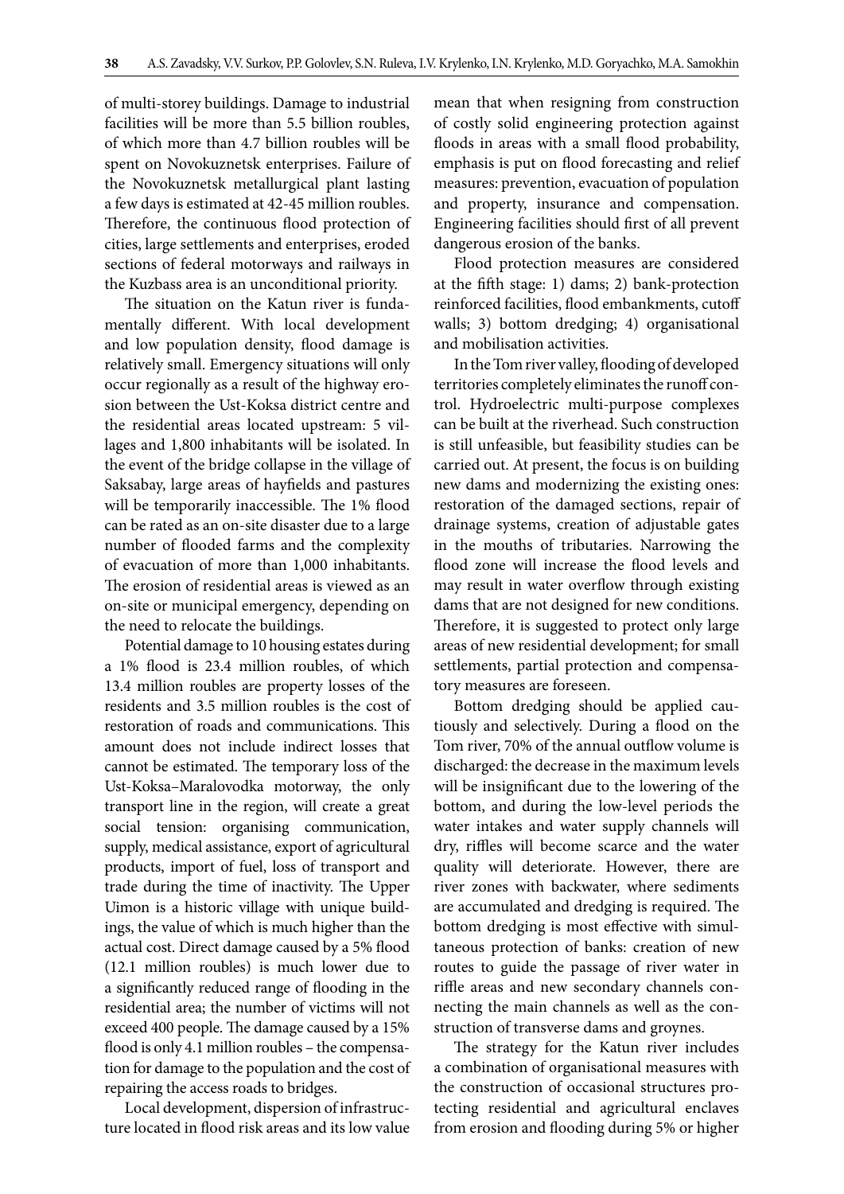of multi-storey buildings. Damage to industrial facilities will be more than 5.5 billion roubles, of which more than 4.7 billion roubles will be spent on Novokuznetsk enterprises. Failure of the Novokuznetsk metallurgical plant lasting a few days is estimated at 42-45 million roubles. Therefore, the continuous flood protection of cities, large settlements and enterprises, eroded sections of federal motorways and railways in the Kuzbass area is an unconditional priority.

The situation on the Katun river is fundamentally different. With local development and low population density, flood damage is relatively small. Emergency situations will only occur regionally as a result of the highway erosion between the Ust-Koksa district centre and the residential areas located upstream: 5 villages and 1,800 inhabitants will be isolated. In the event of the bridge collapse in the village of Saksabay, large areas of hayfields and pastures will be temporarily inaccessible. The 1% flood can be rated as an on-site disaster due to a large number of flooded farms and the complexity of evacuation of more than 1,000 inhabitants. The erosion of residential areas is viewed as an on-site or municipal emergency, depending on the need to relocate the buildings.

Potential damage to 10 housing estates during a 1% flood is 23.4 million roubles, of which 13.4 million roubles are property losses of the residents and 3.5 million roubles is the cost of restoration of roads and communications. This amount does not include indirect losses that cannot be estimated. The temporary loss of the Ust-Koksa–Maralovodka motorway, the only transport line in the region, will create a great social tension: organising communication, supply, medical assistance, export of agricultural products, import of fuel, loss of transport and trade during the time of inactivity. The Upper Uimon is a historic village with unique buildings, the value of which is much higher than the actual cost. Direct damage caused by a 5% flood (12.1 million roubles) is much lower due to a significantly reduced range of flooding in the residential area; the number of victims will not exceed 400 people. The damage caused by a 15% flood is only 4.1 million roubles – the compensation for damage to the population and the cost of repairing the access roads to bridges.

Local development, dispersion of infrastructure located in flood risk areas and its low value mean that when resigning from construction of costly solid engineering protection against floods in areas with a small flood probability, emphasis is put on flood forecasting and relief measures: prevention, evacuation of population and property, insurance and compensation. Engineering facilities should first of all prevent dangerous erosion of the banks.

Flood protection measures are considered at the fifth stage: 1) dams; 2) bank-protection reinforced facilities, flood embankments, cutoff walls; 3) bottom dredging; 4) organisational and mobilisation activities.

In the Tom river valley, flooding of developed territories completely eliminates the runoff control. Hydroelectric multi-purpose complexes can be built at the riverhead. Such construction is still unfeasible, but feasibility studies can be carried out. At present, the focus is on building new dams and modernizing the existing ones: restoration of the damaged sections, repair of drainage systems, creation of adjustable gates in the mouths of tributaries. Narrowing the flood zone will increase the flood levels and may result in water overflow through existing dams that are not designed for new conditions. Therefore, it is suggested to protect only large areas of new residential development; for small settlements, partial protection and compensatory measures are foreseen.

Bottom dredging should be applied cautiously and selectively. During a flood on the Tom river, 70% of the annual outflow volume is discharged: the decrease in the maximum levels will be insignificant due to the lowering of the bottom, and during the low-level periods the water intakes and water supply channels will dry, riffles will become scarce and the water quality will deteriorate. However, there are river zones with backwater, where sediments are accumulated and dredging is required. The bottom dredging is most effective with simultaneous protection of banks: creation of new routes to guide the passage of river water in riffle areas and new secondary channels connecting the main channels as well as the construction of transverse dams and groynes.

The strategy for the Katun river includes a combination of organisational measures with the construction of occasional structures protecting residential and agricultural enclaves from erosion and flooding during 5% or higher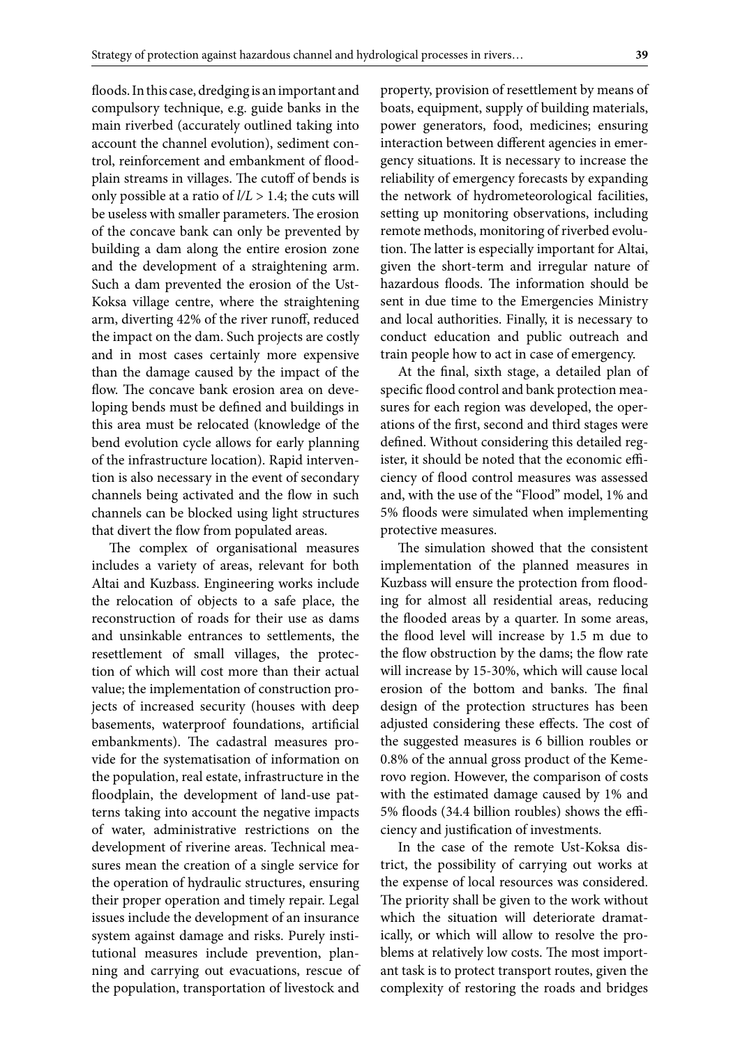floods. In this case, dredging is an important and compulsory technique, e.g. guide banks in the main riverbed (accurately outlined taking into account the channel evolution), sediment control, reinforcement and embankment of floodplain streams in villages. The cutoff of bends is only possible at a ratio of $l/L > 1.4$; the cuts will be useless with smaller parameters. The erosion of the concave bank can only be prevented by building a dam along the entire erosion zone and the development of a straightening arm. Such a dam prevented the erosion of the Ust-Koksa village centre, where the straightening arm, diverting 42% of the river runoff, reduced the impact on the dam. Such projects are costly and in most cases certainly more expensive than the damage caused by the impact of the flow. The concave bank erosion area on developing bends must be defined and buildings in this area must be relocated (knowledge of the bend evolution cycle allows for early planning of the infrastructure location). Rapid intervention is also necessary in the event of secondary channels being activated and the flow in such channels can be blocked using light structures that divert the flow from populated areas.

The complex of organisational measures includes a variety of areas, relevant for both Altai and Kuzbass. Engineering works include the relocation of objects to a safe place, the reconstruction of roads for their use as dams and unsinkable entrances to settlements, the resettlement of small villages, the protection of which will cost more than their actual value; the implementation of construction projects of increased security (houses with deep basements, waterproof foundations, artificial embankments). The cadastral measures provide for the systematisation of information on the population, real estate, infrastructure in the floodplain, the development of land-use patterns taking into account the negative impacts of water, administrative restrictions on the development of riverine areas. Technical measures mean the creation of a single service for the operation of hydraulic structures, ensuring their proper operation and timely repair. Legal issues include the development of an insurance system against damage and risks. Purely institutional measures include prevention, planning and carrying out evacuations, rescue of the population, transportation of livestock and property, provision of resettlement by means of boats, equipment, supply of building materials, power generators, food, medicines; ensuring interaction between different agencies in emergency situations. It is necessary to increase the reliability of emergency forecasts by expanding the network of hydrometeorological facilities, setting up monitoring observations, including remote methods, monitoring of riverbed evolution. The latter is especially important for Altai, given the short-term and irregular nature of hazardous floods. The information should be sent in due time to the Emergencies Ministry and local authorities. Finally, it is necessary to conduct education and public outreach and train people how to act in case of emergency.

At the final, sixth stage, a detailed plan of specific flood control and bank protection measures for each region was developed, the operations of the first, second and third stages were defined. Without considering this detailed register, it should be noted that the economic efficiency of flood control measures was assessed and, with the use of the "Flood" model, 1% and 5% floods were simulated when implementing protective measures.

The simulation showed that the consistent implementation of the planned measures in Kuzbass will ensure the protection from flooding for almost all residential areas, reducing the flooded areas by a quarter. In some areas, the flood level will increase by 1.5 m due to the flow obstruction by the dams; the flow rate will increase by 15-30%, which will cause local erosion of the bottom and banks. The final design of the protection structures has been adjusted considering these effects. The cost of the suggested measures is 6 billion roubles or 0.8% of the annual gross product of the Kemerovo region. However, the comparison of costs with the estimated damage caused by 1% and 5% floods (34.4 billion roubles) shows the efficiency and justification of investments.

In the case of the remote Ust-Koksa district, the possibility of carrying out works at the expense of local resources was considered. The priority shall be given to the work without which the situation will deteriorate dramatically, or which will allow to resolve the problems at relatively low costs. The most important task is to protect transport routes, given the complexity of restoring the roads and bridges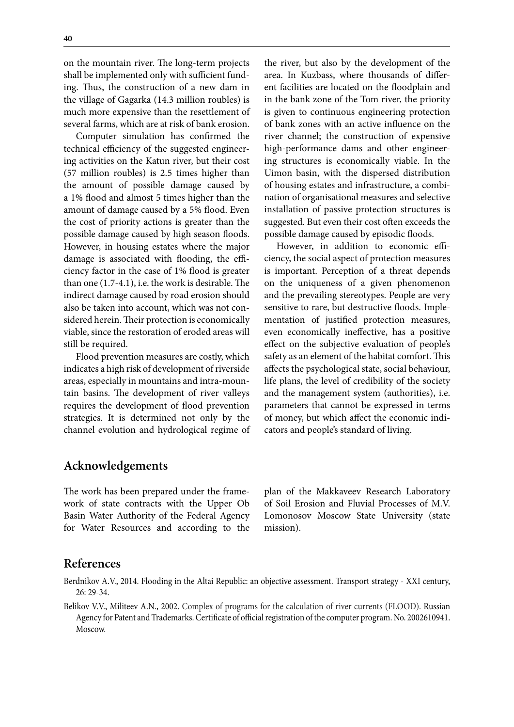on the mountain river. The long-term projects shall be implemented only with sufficient funding. Thus, the construction of a new dam in the village of Gagarka (14.3 million roubles) is much more expensive than the resettlement of several farms, which are at risk of bank erosion.

Computer simulation has confirmed the technical efficiency of the suggested engineering activities on the Katun river, but their cost (57 million roubles) is 2.5 times higher than the amount of possible damage caused by a 1% flood and almost 5 times higher than the amount of damage caused by a 5% flood. Even the cost of priority actions is greater than the possible damage caused by high season floods. However, in housing estates where the major damage is associated with flooding, the efficiency factor in the case of 1% flood is greater than one (1.7-4.1), i.e. the work is desirable. The indirect damage caused by road erosion should also be taken into account, which was not considered herein. Their protection is economically viable, since the restoration of eroded areas will still be required.

Flood prevention measures are costly, which indicates a high risk of development of riverside areas, especially in mountains and intra-mountain basins. The development of river valleys requires the development of flood prevention strategies. It is determined not only by the channel evolution and hydrological regime of the river, but also by the development of the area. In Kuzbass, where thousands of different facilities are located on the floodplain and in the bank zone of the Tom river, the priority is given to continuous engineering protection of bank zones with an active influence on the river channel; the construction of expensive high-performance dams and other engineering structures is economically viable. In the Uimon basin, with the dispersed distribution of housing estates and infrastructure, a combination of organisational measures and selective installation of passive protection structures is suggested. But even their cost often exceeds the possible damage caused by episodic floods.

However, in addition to economic efficiency, the social aspect of protection measures is important. Perception of a threat depends on the uniqueness of a given phenomenon and the prevailing stereotypes. People are very sensitive to rare, but destructive floods. Implementation of justified protection measures, even economically ineffective, has a positive effect on the subjective evaluation of people's safety as an element of the habitat comfort. This affects the psychological state, social behaviour, life plans, the level of credibility of the society and the management system (authorities), i.e. parameters that cannot be expressed in terms of money, but which affect the economic indicators and people's standard of living.

## Acknowledgements

The work has been prepared under the framework of state contracts with the Upper Ob Basin Water Authority of the Federal Agency for Water Resources and according to the plan of the Makkaveev Research Laboratory of Soil Erosion and Fluvial Processes of M.V. Lomonosov Moscow State University (state mission).

## References

Berdnikov A.V., 2014. Flooding in the Altai Republic: an objective assessment. Transport strategy - XXI century, 26: 29-34.

Belikov V.V., Militeev A.N., 2002. Complex of programs for the calculation of river currents (FLOOD). Russian Agency for Patent and Trademarks. Certificate of official registration of the computer program. No. 2002610941. Moscow.